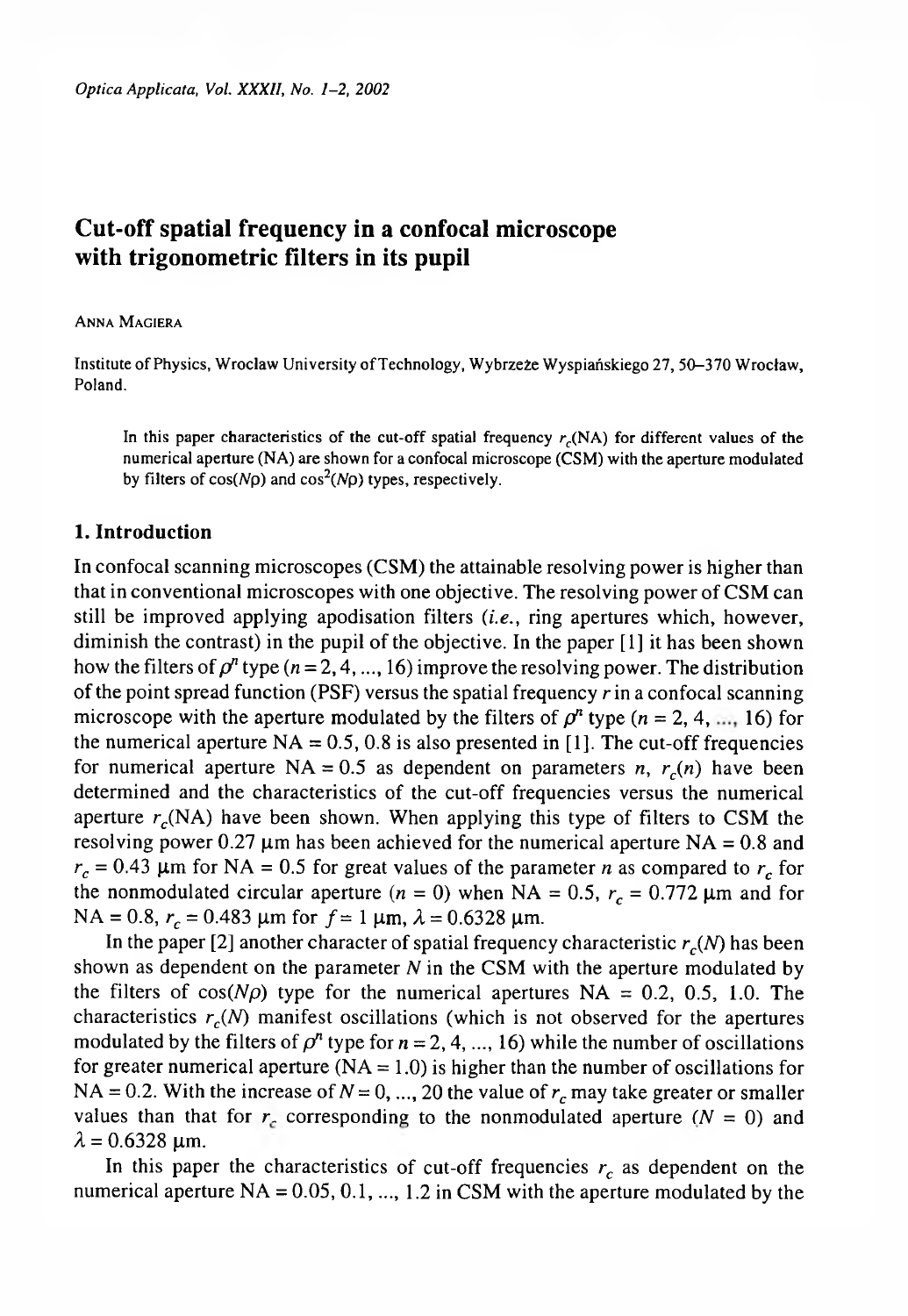# Cut-off spatial frequency in a confocal microscope with trigonometric filters in its pupil

Anna Magiera

Institute of Physics, Wroclaw University of Technology, Wybrzeże Wyspiańskiego 27, 50–370 Wrocław, Poland.

In this paper characteristics of the cut-off spatial frequency $r_c$(NA) for different values of the numerical aperture (NA) are shown for a confocal microscope (CSM) with the aperture modulated by filters of $\cos(N\rho)$ and $\cos^2(N\rho)$ types, respectively.

## 1. Introduction

In confocal scanning microscopes (CSM) the attainable resolving power is higher than that in conventional microscopes with one objective. The resolving power of CSM can still be improved applying apodisation filters (*i.e.*, ring apertures which, however, diminish the contrast) in the pupil of the objective. In the paper [1] it has been shown how the filters of $\rho^n$ type ($n = 2, 4, ..., 16$) improve the resolving power. The distribution of the point spread function (PSF) versus the spatial frequency $r$ in a confocal scanning microscope with the aperture modulated by the filters of $\rho^n$ type ($n = 2, 4, ..., 16$) for the numerical aperture NA = 0.5, 0.8 is also presented in [1]. The cut-off frequencies for numerical aperture NA = 0.5 as dependent on parameters $n$, $r_c(n)$ have been determined and the characteristics of the cut-off frequencies versus the numerical aperture $r_c$(NA) have been shown. When applying this type of filters to CSM the resolving power 0.27 μm has been achieved for the numerical aperture NA = 0.8 and $r_c = 0.43$ μm for NA = 0.5 for great values of the parameter $n$ as compared to $r_c$ for the nonmodulated circular aperture ($n = 0$) when NA = 0.5, $r_c = 0.772$ μm and for NA = 0.8, $r_c = 0.483$ μm for $f = 1$ μm, $\lambda = 0.6328$ μm.

In the paper [2] another character of spatial frequency characteristic $r_c(N)$ has been shown as dependent on the parameter $N$ in the CSM with the aperture modulated by the filters of $\cos(N\rho)$ type for the numerical apertures NA = 0.2, 0.5, 1.0. The characteristics $r_c(N)$ manifest oscillations (which is not observed for the apertures modulated by the filters of $\rho^n$ type for $n = 2, 4, ..., 16$) while the number of oscillations for greater numerical aperture (NA = 1.0) is higher than the number of oscillations for NA = 0.2. With the increase of $N = 0, ..., 20$ the value of $r_c$ may take greater or smaller values than that for $r_c$ corresponding to the nonmodulated aperture ($N = 0$) and $\lambda = 0.6328$ μm.

In this paper the characteristics of cut-off frequencies $r_c$ as dependent on the numerical aperture NA = 0.05, 0.1, ..., 1.2 in CSM with the aperture modulated by the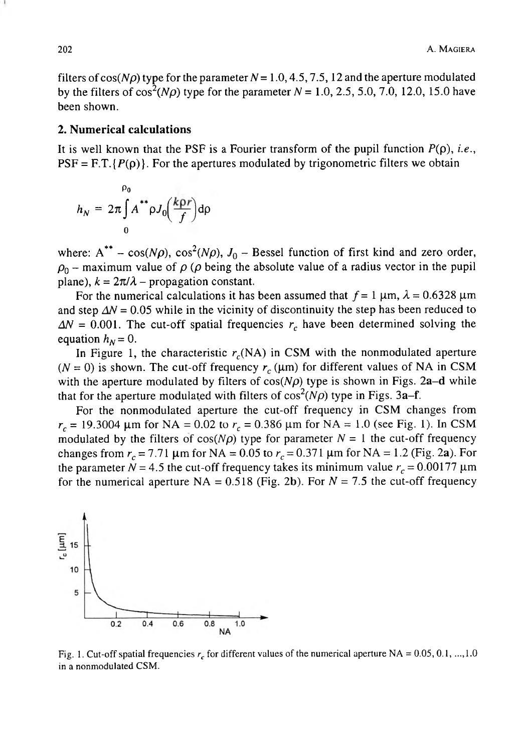filters of $\cos(N\rho)$ type for the parameter $N = 1.0, 4.5, 7.5, 12$ and the aperture modulated by the filters of $\cos^2(N\rho)$ type for the parameter $N = 1.0, 2.5, 5.0, 7.0, 12.0, 15.0$ have been shown.

## 2. Numerical calculations

It is well known that the PSF is a Fourier transform of the pupil function $P(\rho)$, *i.e.*, PSF = F.T.$\{P(\rho)\}$. For the apertures modulated by trigonometric filters we obtain

$$h_N = 2\pi \int_0^{\rho_0} A^{**} \rho J_0\left(\frac{k\rho r}{f}\right) \mathrm{d}\rho$$

where: $A^{**}$ – $\cos(N\rho)$, $\cos^2(N\rho)$, $J_0$ – Bessel function of first kind and zero order, $\rho_0$ – maximum value of $\rho$ ($\rho$ being the absolute value of a radius vector in the pupil plane), $k = 2\pi/\lambda$ – propagation constant.

For the numerical calculations it has been assumed that $f = 1$ μm, $\lambda = 0.6328$ μm and step $\Delta N = 0.05$ while in the vicinity of discontinuity the step has been reduced to $\Delta N = 0.001$. The cut-off spatial frequencies $r_c$ have been determined solving the equation $h_N = 0$.

In Figure 1, the characteristic $r_c$(NA) in CSM with the nonmodulated aperture ($N = 0$) is shown. The cut-off frequency $r_c$ (μm) for different values of NA in CSM with the aperture modulated by filters of $\cos(N\rho)$ type is shown in Figs. **2a**–**d** while that for the aperture modulated with filters of $\cos^2(N\rho)$ type in Figs. **3a**–**f**.

For the nonmodulated aperture the cut-off frequency in CSM changes from $r_c = 19.3004$ μm for NA = 0.02 to $r_c = 0.386$ μm for NA = 1.0 (see Fig. 1). In CSM modulated by the filters of $\cos(N\rho)$ type for parameter $N = 1$ the cut-off frequency changes from $r_c = 7.71$ μm for NA = 0.05 to $r_c = 0.371$ μm for NA = 1.2 (Fig. **2a**). For the parameter $N = 4.5$ the cut-off frequency takes its minimum value $r_c = 0.00177$ μm for the numerical aperture NA = 0.518 (Fig. **2b**). For $N = 7.5$ the cut-off frequency

Fig. 1. Cut-off spatial frequencies $r_c$ for different values of the numerical aperture NA = 0.05, 0.1, ...,1.0 in a nonmodulated CSM.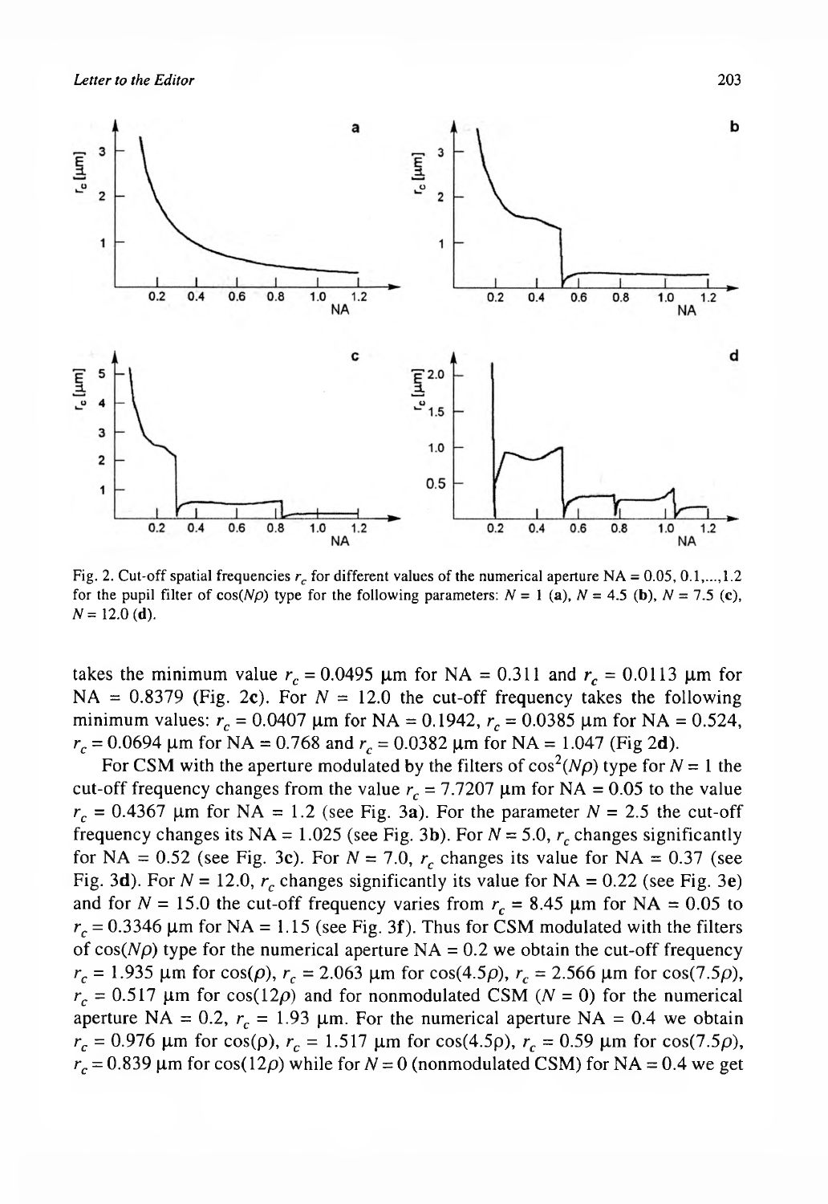Fig. 2. Cut-off spatial frequencies $r_c$ for different values of the numerical aperture NA = 0.05, 0.1,...,1.2 for the pupil filter of $\cos(N\rho)$ type for the following parameters: $N = 1$ (**a**), $N = 4.5$ (**b**), $N = 7.5$ (**c**), $N = 12.0$ (**d**).

takes the minimum value $r_c = 0.0495$ μm for NA = 0.311 and $r_c = 0.0113$ μm for NA = 0.8379 (Fig. 2**c**). For $N = 12.0$ the cut-off frequency takes the following minimum values: $r_c = 0.0407$ μm for NA = 0.1942, $r_c = 0.0385$ μm for NA = 0.524, $r_c = 0.0694$ μm for NA = 0.768 and $r_c = 0.0382$ μm for NA = 1.047 (Fig 2**d**).

For CSM with the aperture modulated by the filters of $\cos^2(N\rho)$ type for $N = 1$ the cut-off frequency changes from the value $r_c = 7.7207$ μm for NA = 0.05 to the value $r_c = 0.4367$ μm for NA = 1.2 (see Fig. 3**a**). For the parameter $N = 2.5$ the cut-off frequency changes its NA = 1.025 (see Fig. 3**b**). For $N = 5.0$, $r_c$ changes significantly for NA = 0.52 (see Fig. 3**c**). For $N = 7.0$, $r_c$ changes its value for NA = 0.37 (see Fig. 3**d**). For $N = 12.0$, $r_c$ changes significantly its value for NA = 0.22 (see Fig. 3**e**) and for $N = 15.0$ the cut-off frequency varies from $r_c = 8.45$ μm for NA = 0.05 to $r_c = 0.3346$ μm for NA = 1.15 (see Fig. 3**f**). Thus for CSM modulated with the filters of $\cos(N\rho)$ type for the numerical aperture NA = 0.2 we obtain the cut-off frequency $r_c = 1.935$ μm for $\cos(\rho)$, $r_c = 2.063$ μm for $\cos(4.5\rho)$, $r_c = 2.566$ μm for $\cos(7.5\rho)$, $r_c = 0.517$ μm for $\cos(12\rho)$ and for nonmodulated CSM ($N = 0$) for the numerical aperture NA = 0.2, $r_c = 1.93$ μm. For the numerical aperture NA = 0.4 we obtain $r_c = 0.976$ μm for $\cos(\rho)$, $r_c = 1.517$ μm for $\cos(4.5\rho)$, $r_c = 0.59$ μm for $\cos(7.5\rho)$, $r_c = 0.839$ μm for $\cos(12\rho)$ while for $N = 0$ (nonmodulated CSM) for NA = 0.4 we get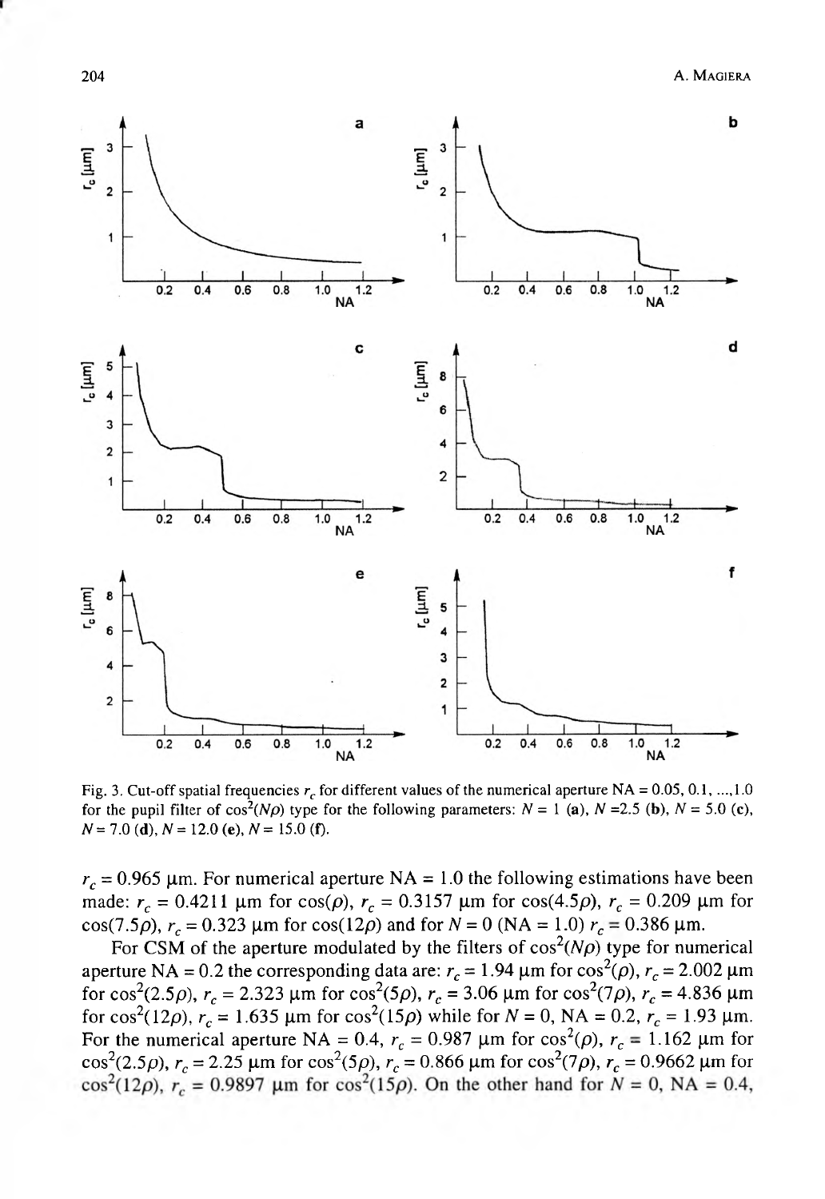Fig. 3. Cut-off spatial frequencies $r_c$ for different values of the numerical aperture NA = 0.05, 0.1, ...,1.0 for the pupil filter of $\cos^2(N\rho)$ type for the following parameters: $N = 1$ (**a**), $N = 2.5$ (**b**), $N = 5.0$ (**c**), $N = 7.0$ (**d**), $N = 12.0$ (**e**), $N = 15.0$ (**f**).

$r_c = 0.965$ μm. For numerical aperture NA = 1.0 the following estimations have been made: $r_c = 0.4211$ μm for $\cos(\rho)$, $r_c = 0.3157$ μm for $\cos(4.5\rho)$, $r_c = 0.209$ μm for $\cos(7.5\rho)$, $r_c = 0.323$ μm for $\cos(12\rho)$ and for $N = 0$ (NA = 1.0) $r_c = 0.386$ μm.

For CSM of the aperture modulated by the filters of $\cos^2(N\rho)$ type for numerical aperture NA = 0.2 the corresponding data are: $r_c = 1.94$ μm for $\cos^2(\rho)$, $r_c = 2.002$ μm for $\cos^2(2.5\rho)$, $r_c = 2.323$ μm for $\cos^2(5\rho)$, $r_c = 3.06$ μm for $\cos^2(7\rho)$, $r_c = 4.836$ μm for $\cos^2(12\rho)$, $r_c = 1.635$ μm for $\cos^2(15\rho)$ while for $N = 0$, NA = 0.2, $r_c = 1.93$ μm. For the numerical aperture NA = 0.4, $r_c = 0.987$ μm for $\cos^2(\rho)$, $r_c = 1.162$ μm for $\cos^2(2.5\rho)$, $r_c = 2.25$ μm for $\cos^2(5\rho)$, $r_c = 0.866$ μm for $\cos^2(7\rho)$, $r_c = 0.9662$ μm for $\cos^2(12\rho)$, $r_c = 0.9897$ μm for $\cos^2(15\rho)$. On the other hand for $N = 0$, NA = 0.4,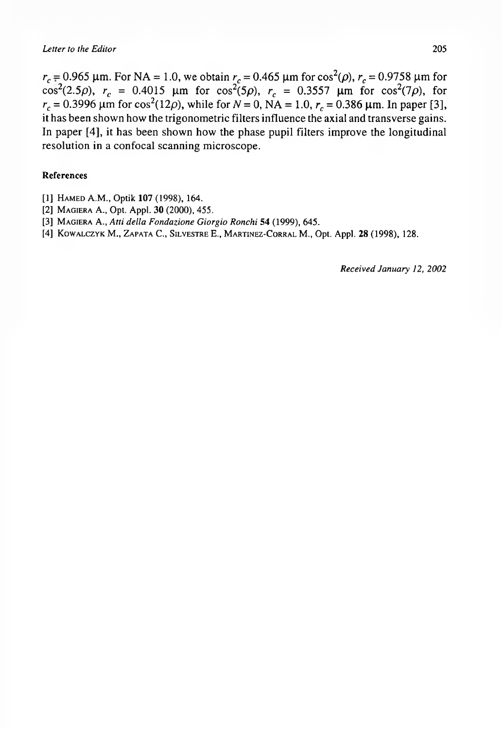$r_c = 0.965$ μm. For NA = 1.0, we obtain $r_c = 0.465$ μm for $\cos^2(\rho)$, $r_c = 0.9758$ μm for $\cos^2(2.5\rho)$, $r_c = 0.4015$ μm for $\cos^2(5\rho)$, $r_c = 0.3557$ μm for $\cos^2(7\rho)$, for $r_c = 0.3996$ μm for $\cos^2(12\rho)$, while for $N = 0$, NA = 1.0, $r_c = 0.386$ μm. In paper [3], it has been shown how the trigonometric filters influence the axial and transverse gains. In paper [4], it has been shown how the phase pupil filters improve the longitudinal resolution in a confocal scanning microscope.

### References

[1] Hamed A.M., Optik **107** (1998), 164.

[2] Magiera A., Opt. Appl. **30** (2000), 455.

[3] Magiera A., *Atti della Fondazione Giorgio Ronchi* **54** (1999), 645.

[4] Kowalczyk M., Zapata C., Silvestre E., Martinez-Corral M., Opt. Appl. **28** (1998), 128.

*Received January 12, 2002*